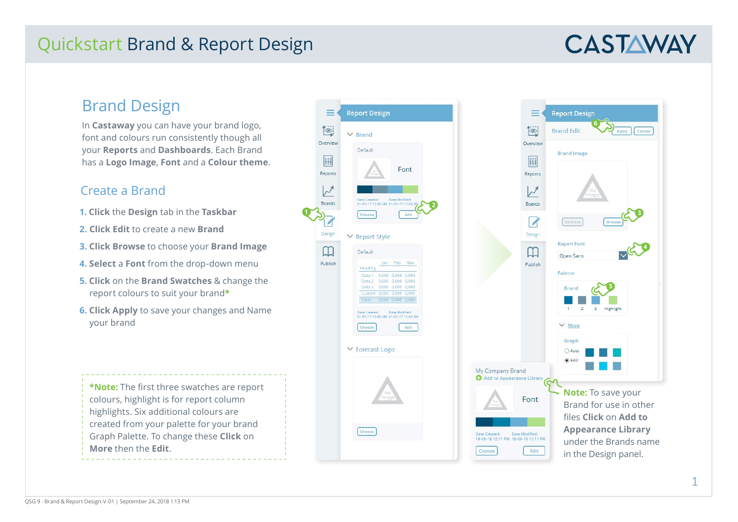# Quickstart Brand & Report Design

## Brand Design

In **Castaway** you can have your brand logo, font and colours run consistently though all your **Reports** and **Dashboards**. Each Brand has a **Logo Image**, **Font** and a **Colour theme**.

## Create a Brand

1. **Click** the **Design** tab in the **Taskbar**
2. **Click Edit** to create a new **Brand**
3. **Click Browse** to choose your **Brand Image**
4. **Select** a **Font** from the drop-down menu
5. **Click** on the **Brand Swatches** & change the report colours to suit your brand*
6. **Click Apply** to save your changes and Name your brand

***Note:** The first three swatches are report colours, highlight is for report column highlights. Six additional colours are created from your palette for your brand Graph Palette. To change these **Click** on **More** then the **Edit**.

**Note:** To save your Brand for use in other files **Click** on **Add to Appearance Library** under the Brands name in the Design panel.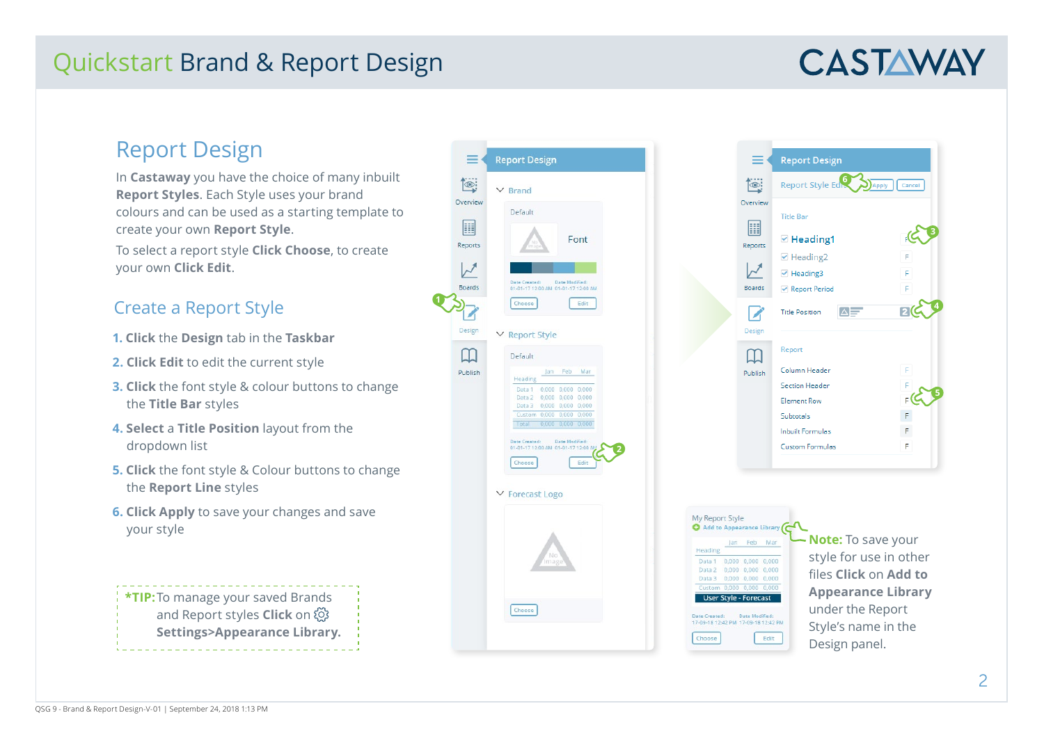# Quickstart Brand & Report Design

## Report Design

In **Castaway** you have the choice of many inbuilt **Report Styles**. Each Style uses your brand colours and can be used as a starting template to create your own **Report Style**.

To select a report style **Click Choose**, to create your own **Click Edit**.

## Create a Report Style

1. **Click** the **Design** tab in the **Taskbar**
2. **Click Edit** to edit the current style
3. **Click** the font style & colour buttons to change the **Title Bar** styles
4. **Select** a **Title Position** layout from the dropdown list
5. **Click** the font style & Colour buttons to change the **Report Line** styles
6. **Click Apply** to save your changes and save your style

***TIP:** To manage your saved Brands and Report styles **Click** on **Settings>Appearance Library.**

**Note:** To save your style for use in other files **Click** on **Add to Appearance Library** under the Report Style's name in the Design panel.

QSG 9 - Brand & Report Design-V-01 | September 24, 2018 1:13 PM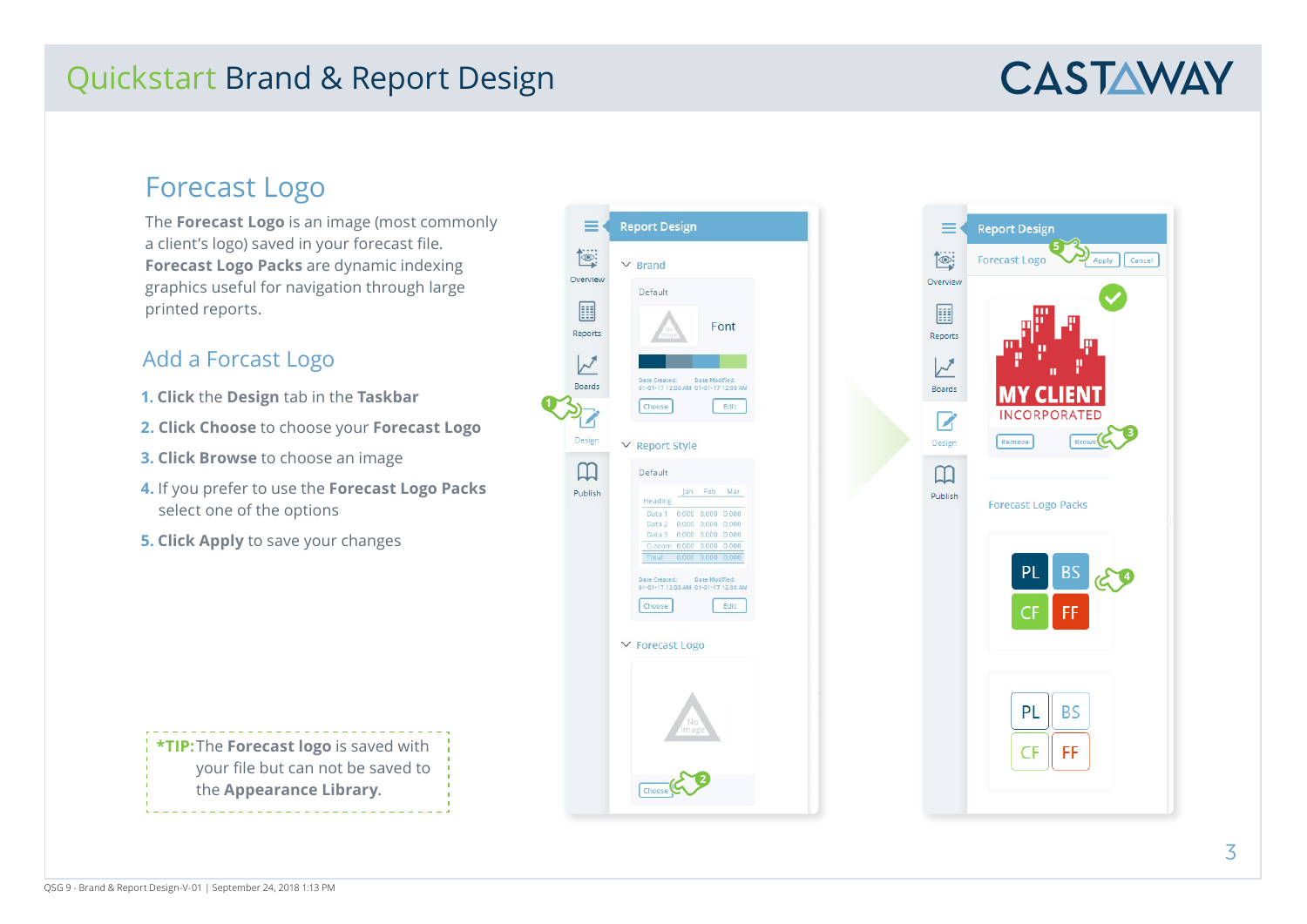# Quickstart Brand & Report Design

## Forecast Logo

The **Forecast Logo** is an image (most commonly a client's logo) saved in your forecast file. **Forecast Logo Packs** are dynamic indexing graphics useful for navigation through large printed reports.

## Add a Forcast Logo

1. **Click** the **Design** tab in the **Taskbar**
2. **Click Choose** to choose your **Forecast Logo**
3. **Click Browse** to choose an image
4. If you prefer to use the **Forecast Logo Packs** select one of the options
5. **Click Apply** to save your changes

***TIP:** The **Forecast logo** is saved with your file but can not be saved to the **Appearance Library**.

QSG 9 - Brand & Report Design-V-01 | September 24, 2018 1:13 PM